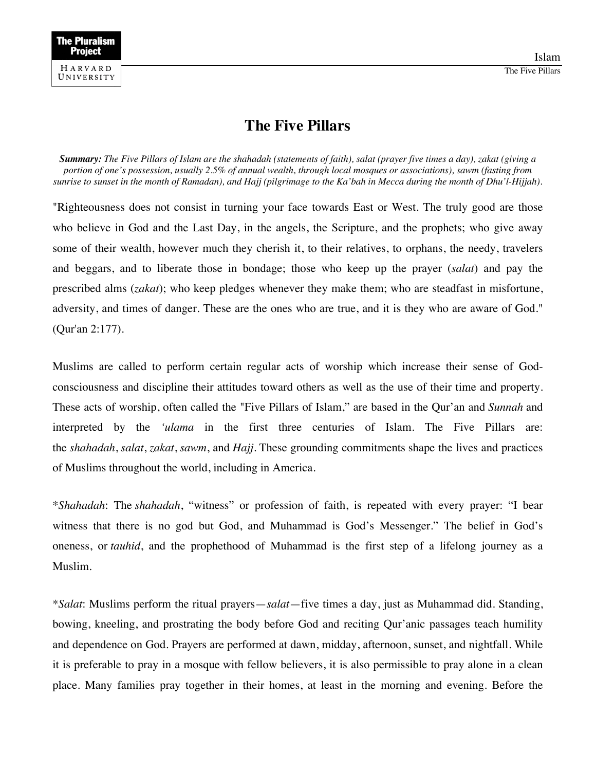# The Five Pillars

***Summary:*** *The Five Pillars of Islam are the shahadah (statements of faith), salat (prayer five times a day), zakat (giving a portion of one's possession, usually 2.5% of annual wealth, through local mosques or associations), sawm (fasting from sunrise to sunset in the month of Ramadan), and Hajj (pilgrimage to the Ka'bah in Mecca during the month of Dhu'l-Hijjah).*

"Righteousness does not consist in turning your face towards East or West. The truly good are those who believe in God and the Last Day, in the angels, the Scripture, and the prophets; who give away some of their wealth, however much they cherish it, to their relatives, to orphans, the needy, travelers and beggars, and to liberate those in bondage; those who keep up the prayer (*salat*) and pay the prescribed alms (*zakat*); who keep pledges whenever they make them; who are steadfast in misfortune, adversity, and times of danger. These are the ones who are true, and it is they who are aware of God." (Qur'an 2:177).

Muslims are called to perform certain regular acts of worship which increase their sense of God-consciousness and discipline their attitudes toward others as well as the use of their time and property. These acts of worship, often called the "Five Pillars of Islam," are based in the Qur'an and *Sunnah* and interpreted by the *'ulama* in the first three centuries of Islam. The Five Pillars are: the *shahadah*, *salat*, *zakat*, *sawm*, and *Hajj*. These grounding commitments shape the lives and practices of Muslims throughout the world, including in America.

**Shahadah*: The *shahadah*, "witness" or profession of faith, is repeated with every prayer: "I bear witness that there is no god but God, and Muhammad is God's Messenger." The belief in God's oneness, or *tauhid*, and the prophethood of Muhammad is the first step of a lifelong journey as a Muslim.

**Salat*: Muslims perform the ritual prayers—*salat*—five times a day, just as Muhammad did. Standing, bowing, kneeling, and prostrating the body before God and reciting Qur'anic passages teach humility and dependence on God. Prayers are performed at dawn, midday, afternoon, sunset, and nightfall. While it is preferable to pray in a mosque with fellow believers, it is also permissible to pray alone in a clean place. Many families pray together in their homes, at least in the morning and evening. Before the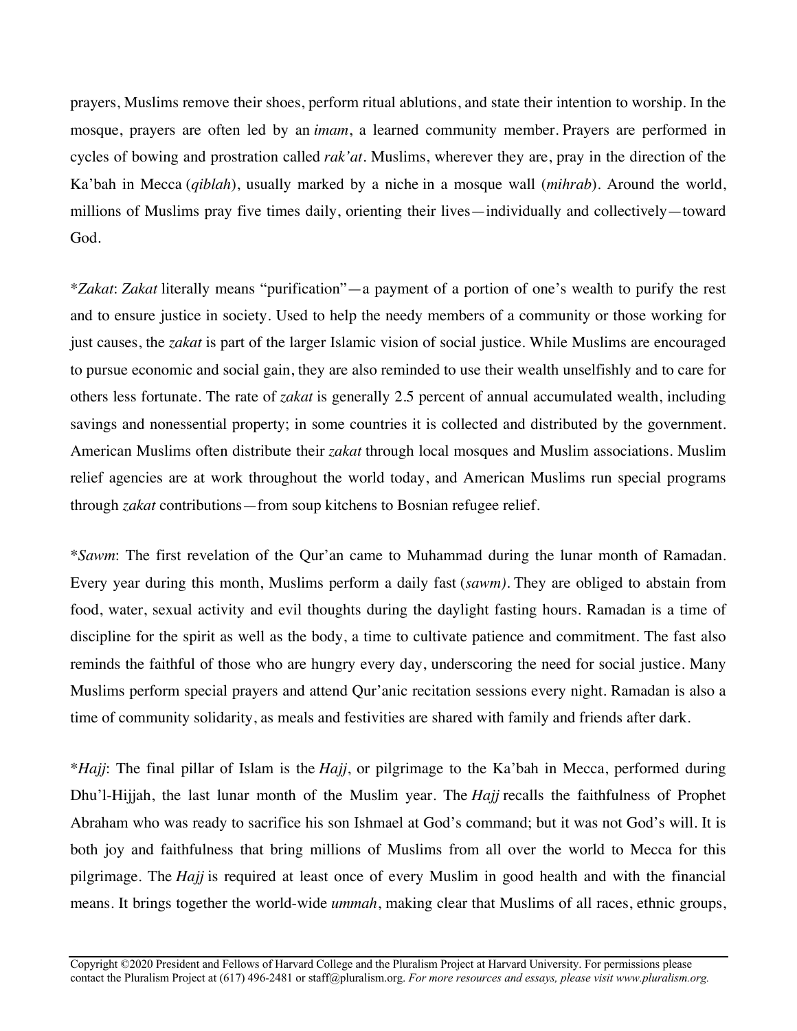prayers, Muslims remove their shoes, perform ritual ablutions, and state their intention to worship. In the mosque, prayers are often led by an *imam*, a learned community member. Prayers are performed in cycles of bowing and prostration called *rak'at*. Muslims, wherever they are, pray in the direction of the Ka'bah in Mecca (*qiblah*), usually marked by a niche in a mosque wall (*mihrab*). Around the world, millions of Muslims pray five times daily, orienting their lives—individually and collectively—toward God.

**Zakat*: *Zakat* literally means "purification"—a payment of a portion of one's wealth to purify the rest and to ensure justice in society. Used to help the needy members of a community or those working for just causes, the *zakat* is part of the larger Islamic vision of social justice. While Muslims are encouraged to pursue economic and social gain, they are also reminded to use their wealth unselfishly and to care for others less fortunate. The rate of *zakat* is generally 2.5 percent of annual accumulated wealth, including savings and nonessential property; in some countries it is collected and distributed by the government. American Muslims often distribute their *zakat* through local mosques and Muslim associations. Muslim relief agencies are at work throughout the world today, and American Muslims run special programs through *zakat* contributions—from soup kitchens to Bosnian refugee relief.

**Sawm*: The first revelation of the Qur'an came to Muhammad during the lunar month of Ramadan. Every year during this month, Muslims perform a daily fast (*sawm)*. They are obliged to abstain from food, water, sexual activity and evil thoughts during the daylight fasting hours. Ramadan is a time of discipline for the spirit as well as the body, a time to cultivate patience and commitment. The fast also reminds the faithful of those who are hungry every day, underscoring the need for social justice. Many Muslims perform special prayers and attend Qur'anic recitation sessions every night. Ramadan is also a time of community solidarity, as meals and festivities are shared with family and friends after dark.

**Hajj*: The final pillar of Islam is the *Hajj*, or pilgrimage to the Ka'bah in Mecca, performed during Dhu'l-Hijjah, the last lunar month of the Muslim year. The *Hajj* recalls the faithfulness of Prophet Abraham who was ready to sacrifice his son Ishmael at God's command; but it was not God's will. It is both joy and faithfulness that bring millions of Muslims from all over the world to Mecca for this pilgrimage. The *Hajj* is required at least once of every Muslim in good health and with the financial means. It brings together the world-wide *ummah*, making clear that Muslims of all races, ethnic groups,

Copyright ©2020 President and Fellows of Harvard College and the Pluralism Project at Harvard University. For permissions please contact the Pluralism Project at (617) 496-2481 or staff@pluralism.org. *For more resources and essays, please visit www.pluralism.org.*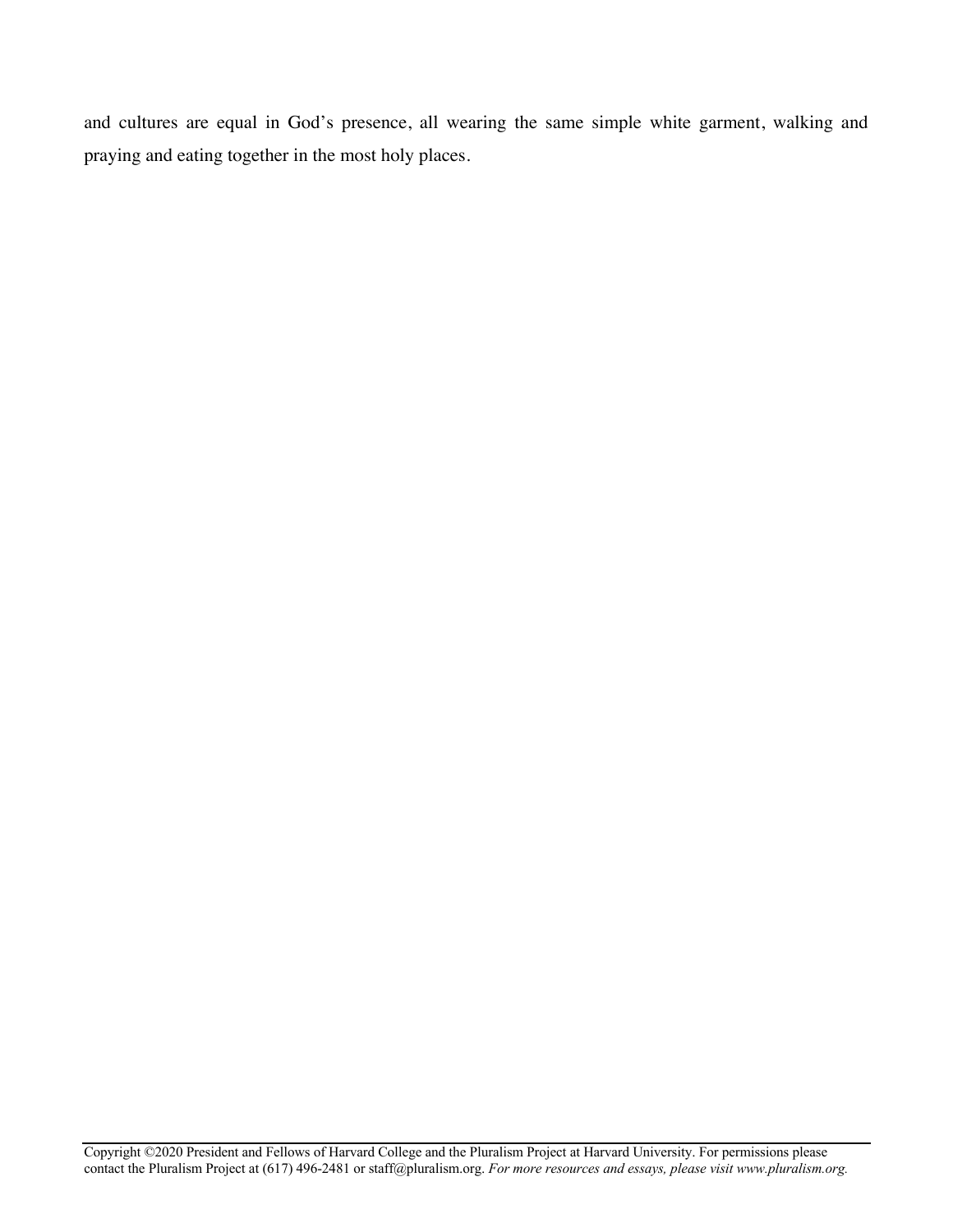and cultures are equal in God's presence, all wearing the same simple white garment, walking and praying and eating together in the most holy places.

Copyright ©2020 President and Fellows of Harvard College and the Pluralism Project at Harvard University. For permissions please contact the Pluralism Project at (617) 496-2481 or staff@pluralism.org. *For more resources and essays, please visit www.pluralism.org.*